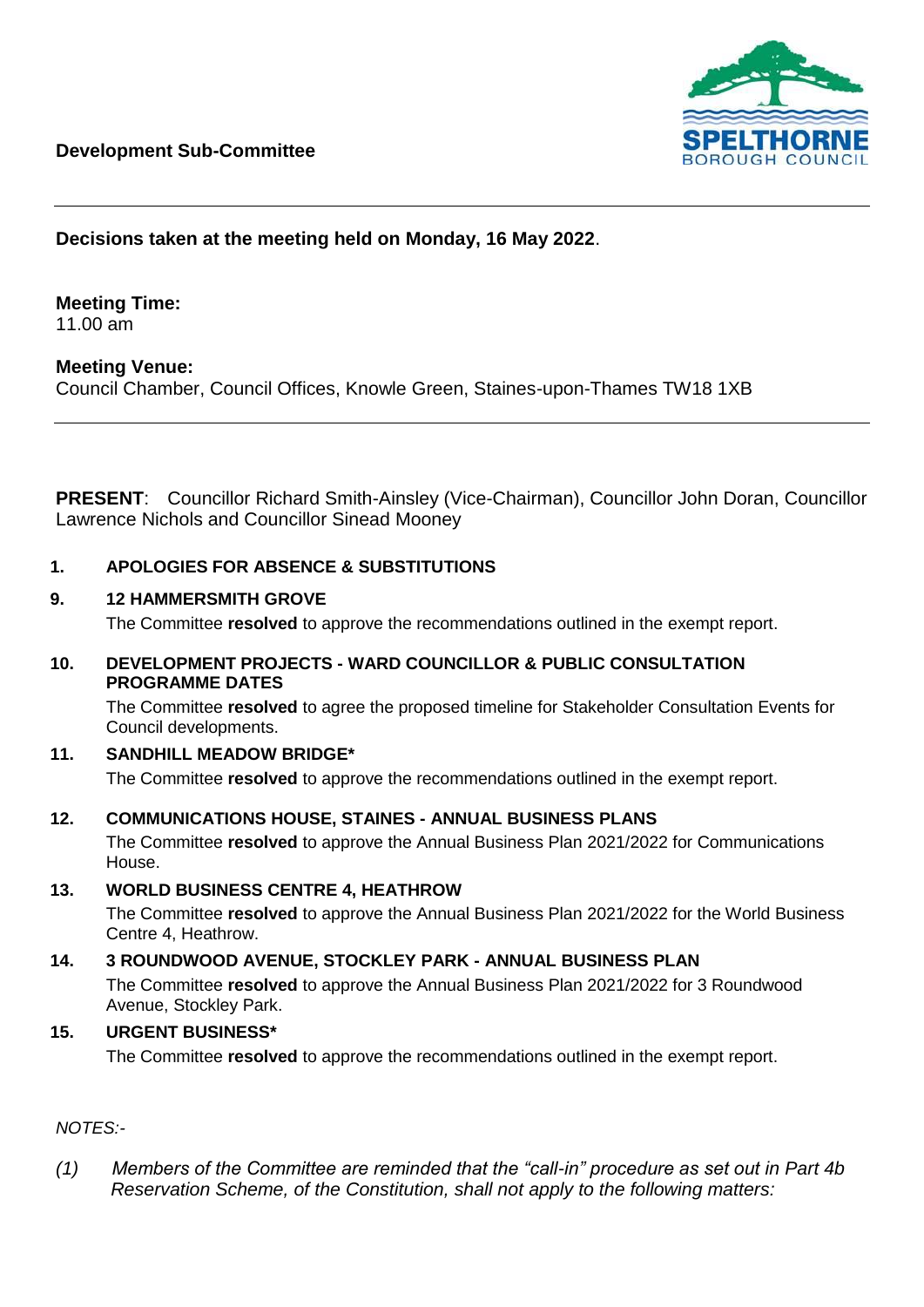**Development Sub-Committee**

SPELTHORNE BOROUGH COUNCIL

---

**Decisions taken at the meeting held on Monday, 16 May 2022**.

**Meeting Time:**
11.00 am

**Meeting Venue:**
Council Chamber, Council Offices, Knowle Green, Staines-upon-Thames TW18 1XB

---

**PRESENT**: Councillor Richard Smith-Ainsley (Vice-Chairman), Councillor John Doran, Councillor Lawrence Nichols and Councillor Sinead Mooney

**1. APOLOGIES FOR ABSENCE & SUBSTITUTIONS**

**9. 12 HAMMERSMITH GROVE**

The Committee **resolved** to approve the recommendations outlined in the exempt report.

**10. DEVELOPMENT PROJECTS - WARD COUNCILLOR & PUBLIC CONSULTATION PROGRAMME DATES**

The Committee **resolved** to agree the proposed timeline for Stakeholder Consultation Events for Council developments.

**11. SANDHILL MEADOW BRIDGE***

The Committee **resolved** to approve the recommendations outlined in the exempt report.

**12. COMMUNICATIONS HOUSE, STAINES - ANNUAL BUSINESS PLANS**

The Committee **resolved** to approve the Annual Business Plan 2021/2022 for Communications House.

**13. WORLD BUSINESS CENTRE 4, HEATHROW**

The Committee **resolved** to approve the Annual Business Plan 2021/2022 for the World Business Centre 4, Heathrow.

**14. 3 ROUNDWOOD AVENUE, STOCKLEY PARK - ANNUAL BUSINESS PLAN**

The Committee **resolved** to approve the Annual Business Plan 2021/2022 for 3 Roundwood Avenue, Stockley Park.

**15. URGENT BUSINESS***

The Committee **resolved** to approve the recommendations outlined in the exempt report.

*NOTES:-*

*(1) Members of the Committee are reminded that the "call-in" procedure as set out in Part 4b Reservation Scheme, of the Constitution, shall not apply to the following matters:*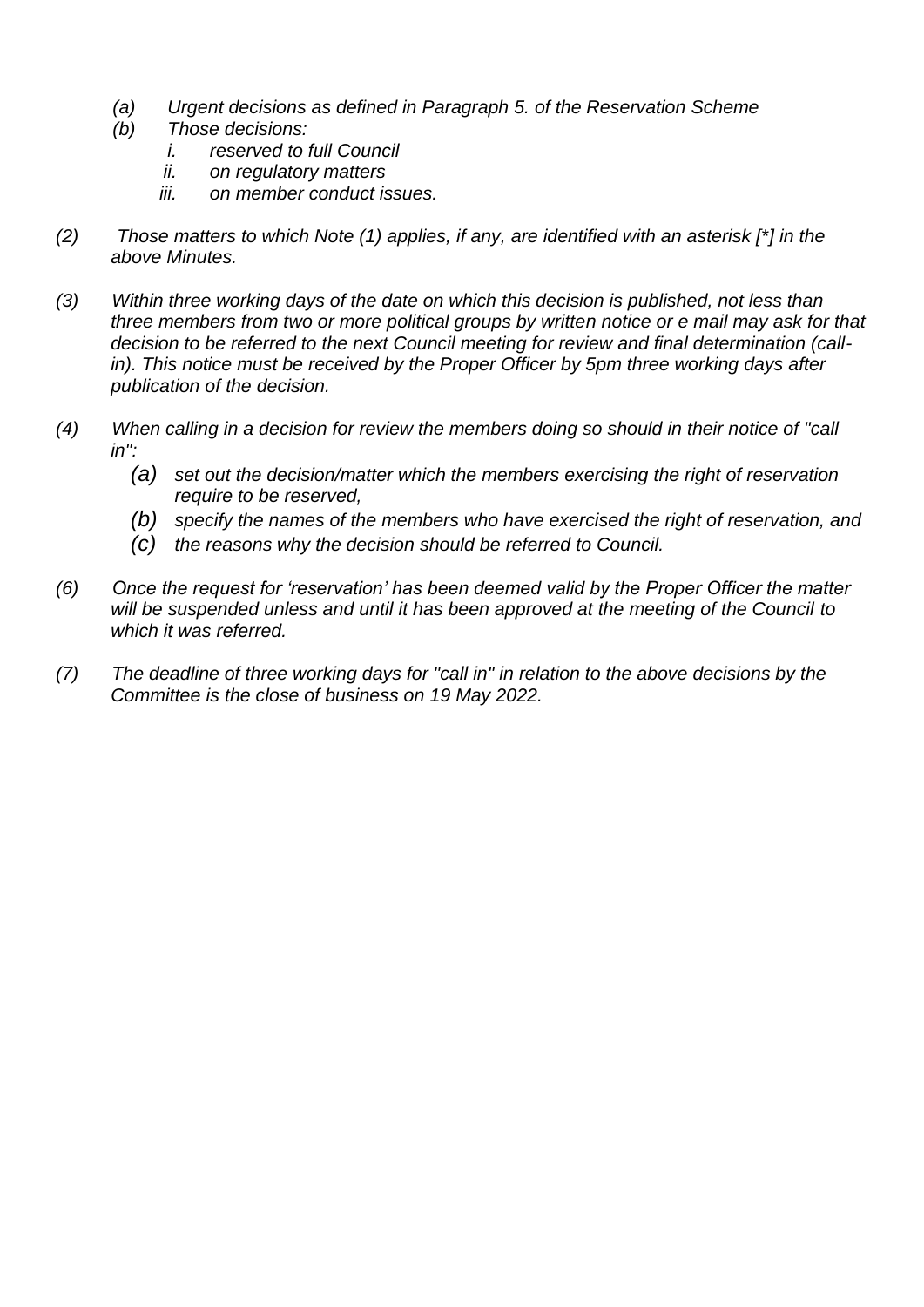*(a) Urgent decisions as defined in Paragraph 5. of the Reservation Scheme*

*(b) Those decisions:*

*i. reserved to full Council*

*ii. on regulatory matters*

*iii. on member conduct issues.*

*(2) Those matters to which Note (1) applies, if any, are identified with an asterisk [*] in the above Minutes.*

*(3) Within three working days of the date on which this decision is published, not less than three members from two or more political groups by written notice or e mail may ask for that decision to be referred to the next Council meeting for review and final determination (call-in). This notice must be received by the Proper Officer by 5pm three working days after publication of the decision.*

*(4) When calling in a decision for review the members doing so should in their notice of "call in":*

*(a) set out the decision/matter which the members exercising the right of reservation require to be reserved,*

*(b) specify the names of the members who have exercised the right of reservation, and*

*(c) the reasons why the decision should be referred to Council.*

*(6) Once the request for 'reservation' has been deemed valid by the Proper Officer the matter will be suspended unless and until it has been approved at the meeting of the Council to which it was referred.*

*(7) The deadline of three working days for "call in" in relation to the above decisions by the Committee is the close of business on 19 May 2022.*